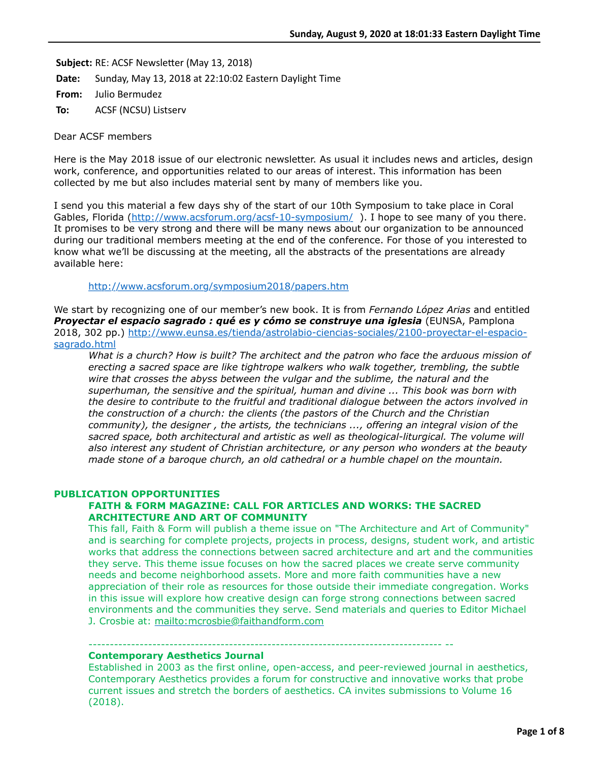**Subject:** RE: ACSF Newsletter (May 13, 2018)

**Date:** Sunday, May 13, 2018 at 22:10:02 Eastern Daylight Time

**From:** Julio Bermudez

**To:** ACSF (NCSU) Listserv

Dear ACSF members

Here is the May 2018 issue of our electronic newsletter. As usual it includes news and articles, design work, conference, and opportunities related to our areas of interest. This information has been collected by me but also includes material sent by many of members like you.

I send you this material a few days shy of the start of our 10th Symposium to take place in Coral Gables, Florida (http://www.acsforum.org/acsf-10-symposium/ ). I hope to see many of you there. It promises to be very strong and there will be many news about our organization to be announced during our traditional members meeting at the end of the conference. For those of you interested to know what we'll be discussing at the meeting, all the abstracts of the presentations are already available here:

http://www.acsforum.org/symposium2018/papers.htm

We start by recognizing one of our member's new book. It is from *Fernando López Arias* and entitled ***Proyectar el espacio sagrado : qué es y cómo se construye una iglesia*** (EUNSA, Pamplona 2018, 302 pp.) http://www.eunsa.es/tienda/astrolabio-ciencias-sociales/2100-proyectar-el-espacio-sagrado.html

> *What is a church? How is built? The architect and the patron who face the arduous mission of erecting a sacred space are like tightrope walkers who walk together, trembling, the subtle wire that crosses the abyss between the vulgar and the sublime, the natural and the superhuman, the sensitive and the spiritual, human and divine ... This book was born with the desire to contribute to the fruitful and traditional dialogue between the actors involved in the construction of a church: the clients (the pastors of the Church and the Christian community), the designer , the artists, the technicians ..., offering an integral vision of the sacred space, both architectural and artistic as well as theological-liturgical. The volume will also interest any student of Christian architecture, or any person who wonders at the beauty made stone of a baroque church, an old cathedral or a humble chapel on the mountain.*

## PUBLICATION OPPORTUNITIES

### FAITH & FORM MAGAZINE: CALL FOR ARTICLES AND WORKS: THE SACRED ARCHITECTURE AND ART OF COMMUNITY

This fall, Faith & Form will publish a theme issue on "The Architecture and Art of Community" and is searching for complete projects, projects in process, designs, student work, and artistic works that address the connections between sacred architecture and art and the communities they serve. This theme issue focuses on how the sacred places we create serve community needs and become neighborhood assets. More and more faith communities have a new appreciation of their role as resources for those outside their immediate congregation. Works in this issue will explore how creative design can forge strong connections between sacred environments and the communities they serve. Send materials and queries to Editor Michael J. Crosbie at: mailto:mcrosbie@faithandform.com

---------------------------------------------------------------------------------- --

### Contemporary Aesthetics Journal

Established in 2003 as the first online, open-access, and peer-reviewed journal in aesthetics, Contemporary Aesthetics provides a forum for constructive and innovative works that probe current issues and stretch the borders of aesthetics. CA invites submissions to Volume 16 (2018).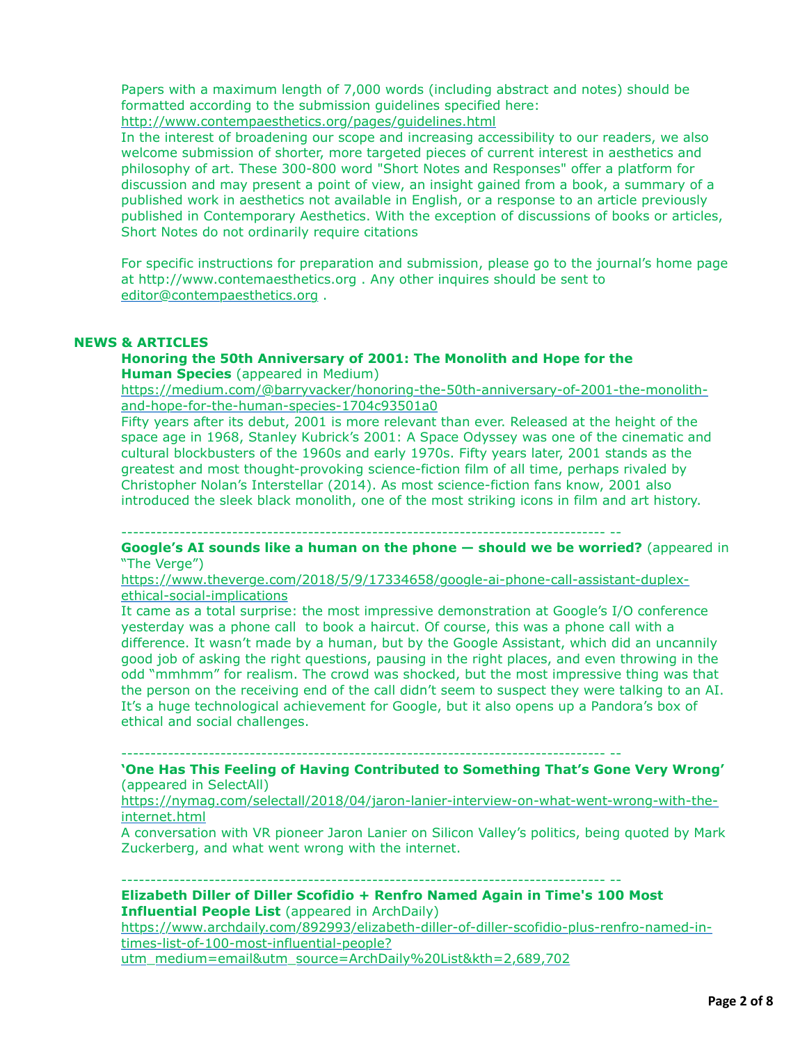Papers with a maximum length of 7,000 words (including abstract and notes) should be formatted according to the submission guidelines specified here: http://www.contempaesthetics.org/pages/guidelines.html

In the interest of broadening our scope and increasing accessibility to our readers, we also welcome submission of shorter, more targeted pieces of current interest in aesthetics and philosophy of art. These 300-800 word "Short Notes and Responses" offer a platform for discussion and may present a point of view, an insight gained from a book, a summary of a published work in aesthetics not available in English, or a response to an article previously published in Contemporary Aesthetics. With the exception of discussions of books or articles, Short Notes do not ordinarily require citations

For specific instructions for preparation and submission, please go to the journal's home page at http://www.contemaesthetics.org . Any other inquires should be sent to editor@contempaesthetics.org .

## NEWS & ARTICLES

**Honoring the 50th Anniversary of 2001: The Monolith and Hope for the Human Species** (appeared in Medium)

https://medium.com/@barryvacker/honoring-the-50th-anniversary-of-2001-the-monolith-and-hope-for-the-human-species-1704c93501a0

Fifty years after its debut, 2001 is more relevant than ever. Released at the height of the space age in 1968, Stanley Kubrick's 2001: A Space Odyssey was one of the cinematic and cultural blockbusters of the 1960s and early 1970s. Fifty years later, 2001 stands as the greatest and most thought-provoking science-fiction film of all time, perhaps rivaled by Christopher Nolan's Interstellar (2014). As most science-fiction fans know, 2001 also introduced the sleek black monolith, one of the most striking icons in film and art history.

---

**Google's AI sounds like a human on the phone — should we be worried?** (appeared in "The Verge")

https://www.theverge.com/2018/5/9/17334658/google-ai-phone-call-assistant-duplex-ethical-social-implications

It came as a total surprise: the most impressive demonstration at Google's I/O conference yesterday was a phone call to book a haircut. Of course, this was a phone call with a difference. It wasn't made by a human, but by the Google Assistant, which did an uncannily good job of asking the right questions, pausing in the right places, and even throwing in the odd "mmhmm" for realism. The crowd was shocked, but the most impressive thing was that the person on the receiving end of the call didn't seem to suspect they were talking to an AI. It's a huge technological achievement for Google, but it also opens up a Pandora's box of ethical and social challenges.

---

**'One Has This Feeling of Having Contributed to Something That's Gone Very Wrong'** (appeared in SelectAll)

https://nymag.com/selectall/2018/04/jaron-lanier-interview-on-what-went-wrong-with-the-internet.html

A conversation with VR pioneer Jaron Lanier on Silicon Valley's politics, being quoted by Mark Zuckerberg, and what went wrong with the internet.

---

**Elizabeth Diller of Diller Scofidio + Renfro Named Again in Time's 100 Most Influential People List** (appeared in ArchDaily)

https://www.archdaily.com/892993/elizabeth-diller-of-diller-scofidio-plus-renfro-named-in-times-list-of-100-most-influential-people?utm_medium=email&utm_source=ArchDaily%20List&kth=2,689,702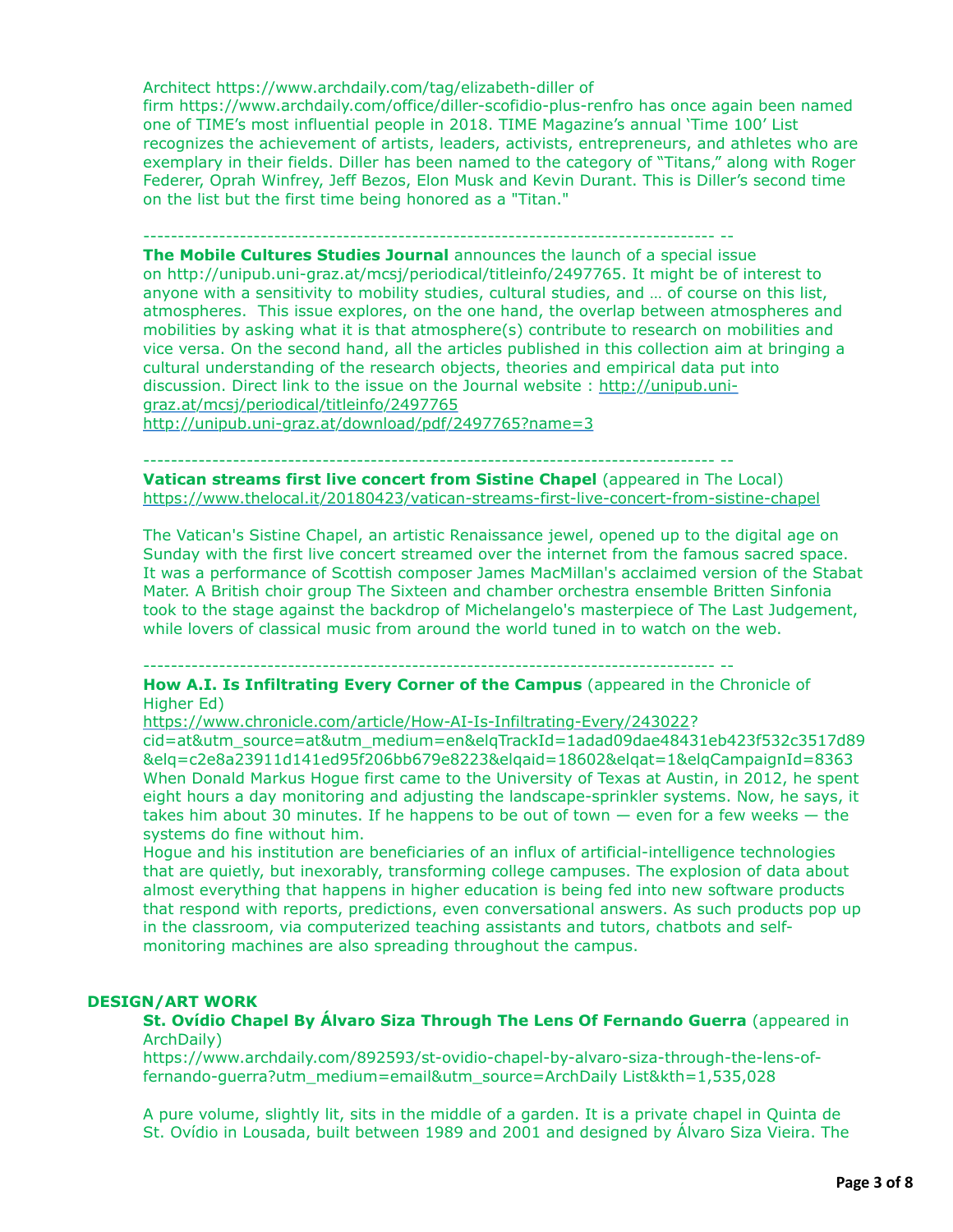Architect https://www.archdaily.com/tag/elizabeth-diller of firm https://www.archdaily.com/office/diller-scofidio-plus-renfro has once again been named one of TIME's most influential people in 2018. TIME Magazine's annual 'Time 100' List recognizes the achievement of artists, leaders, activists, entrepreneurs, and athletes who are exemplary in their fields. Diller has been named to the category of "Titans," along with Roger Federer, Oprah Winfrey, Jeff Bezos, Elon Musk and Kevin Durant. This is Diller's second time on the list but the first time being honored as a "Titan."

---

**The Mobile Cultures Studies Journal** announces the launch of a special issue on http://unipub.uni-graz.at/mcsj/periodical/titleinfo/2497765. It might be of interest to anyone with a sensitivity to mobility studies, cultural studies, and … of course on this list, atmospheres. This issue explores, on the one hand, the overlap between atmospheres and mobilities by asking what it is that atmosphere(s) contribute to research on mobilities and vice versa. On the second hand, all the articles published in this collection aim at bringing a cultural understanding of the research objects, theories and empirical data put into discussion. Direct link to the issue on the Journal website : http://unipub.uni-graz.at/mcsj/periodical/titleinfo/2497765
http://unipub.uni-graz.at/download/pdf/2497765?name=3

---

**Vatican streams first live concert from Sistine Chapel** (appeared in The Local)
https://www.thelocal.it/20180423/vatican-streams-first-live-concert-from-sistine-chapel

The Vatican's Sistine Chapel, an artistic Renaissance jewel, opened up to the digital age on Sunday with the first live concert streamed over the internet from the famous sacred space. It was a performance of Scottish composer James MacMillan's acclaimed version of the Stabat Mater. A British choir group The Sixteen and chamber orchestra ensemble Britten Sinfonia took to the stage against the backdrop of Michelangelo's masterpiece of The Last Judgement, while lovers of classical music from around the world tuned in to watch on the web.

---

**How A.I. Is Infiltrating Every Corner of the Campus** (appeared in the Chronicle of Higher Ed)
https://www.chronicle.com/article/How-AI-Is-Infiltrating-Every/243022?cid=at&utm_source=at&utm_medium=en&elqTrackId=1adad09dae48431eb423f532c3517d89&elq=c2e8a23911d141ed95f206bb679e8223&elqaid=18602&elqat=1&elqCampaignId=8363
When Donald Markus Hogue first came to the University of Texas at Austin, in 2012, he spent eight hours a day monitoring and adjusting the landscape-sprinkler systems. Now, he says, it takes him about 30 minutes. If he happens to be out of town — even for a few weeks — the systems do fine without him.
Hogue and his institution are beneficiaries of an influx of artificial-intelligence technologies that are quietly, but inexorably, transforming college campuses. The explosion of data about almost everything that happens in higher education is being fed into new software products that respond with reports, predictions, even conversational answers. As such products pop up in the classroom, via computerized teaching assistants and tutors, chatbots and self-monitoring machines are also spreading throughout the campus.

## DESIGN/ART WORK

**St. Ovídio Chapel By Álvaro Siza Through The Lens Of Fernando Guerra** (appeared in ArchDaily)
https://www.archdaily.com/892593/st-ovidio-chapel-by-alvaro-siza-through-the-lens-of-fernando-guerra?utm_medium=email&utm_source=ArchDaily List&kth=1,535,028

A pure volume, slightly lit, sits in the middle of a garden. It is a private chapel in Quinta de St. Ovídio in Lousada, built between 1989 and 2001 and designed by Álvaro Siza Vieira. The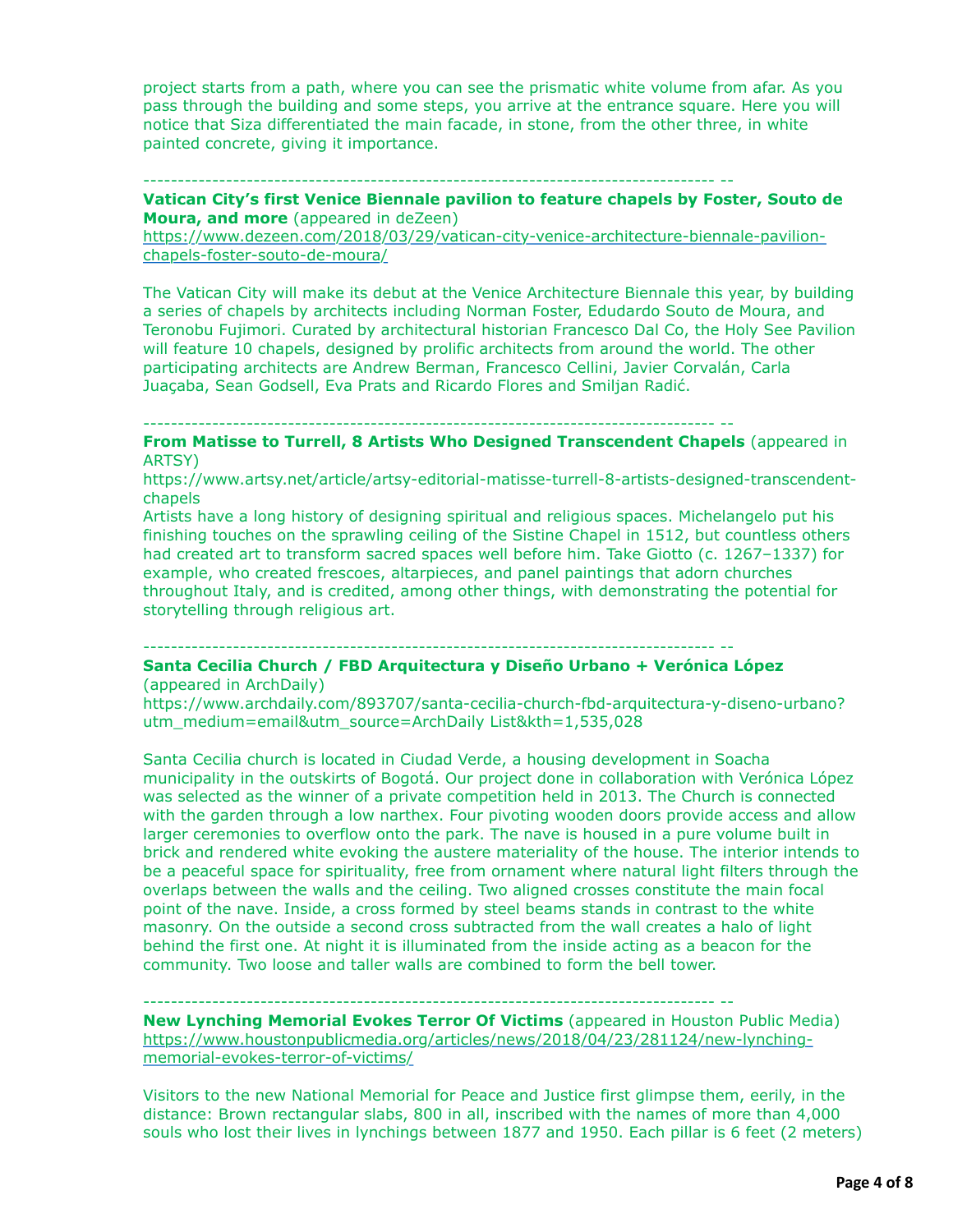project starts from a path, where you can see the prismatic white volume from afar. As you pass through the building and some steps, you arrive at the entrance square. Here you will notice that Siza differentiated the main facade, in stone, from the other three, in white painted concrete, giving it importance.

---------------------------------------------------------------------------------- --

**Vatican City's first Venice Biennale pavilion to feature chapels by Foster, Souto de Moura, and more** (appeared in deZeen)
https://www.dezeen.com/2018/03/29/vatican-city-venice-architecture-biennale-pavilion-chapels-foster-souto-de-moura/

The Vatican City will make its debut at the Venice Architecture Biennale this year, by building a series of chapels by architects including Norman Foster, Edudardo Souto de Moura, and Teronobu Fujimori. Curated by architectural historian Francesco Dal Co, the Holy See Pavilion will feature 10 chapels, designed by prolific architects from around the world. The other participating architects are Andrew Berman, Francesco Cellini, Javier Corvalán, Carla Juaçaba, Sean Godsell, Eva Prats and Ricardo Flores and Smiljan Radić.

---------------------------------------------------------------------------------- --

**From Matisse to Turrell, 8 Artists Who Designed Transcendent Chapels** (appeared in ARTSY)
https://www.artsy.net/article/artsy-editorial-matisse-turrell-8-artists-designed-transcendent-chapels
Artists have a long history of designing spiritual and religious spaces. Michelangelo put his finishing touches on the sprawling ceiling of the Sistine Chapel in 1512, but countless others had created art to transform sacred spaces well before him. Take Giotto (c. 1267–1337) for example, who created frescoes, altarpieces, and panel paintings that adorn churches throughout Italy, and is credited, among other things, with demonstrating the potential for storytelling through religious art.

---------------------------------------------------------------------------------- --

**Santa Cecilia Church / FBD Arquitectura y Diseño Urbano + Verónica López** (appeared in ArchDaily)
https://www.archdaily.com/893707/santa-cecilia-church-fbd-arquitectura-y-diseno-urbano?utm_medium=email&utm_source=ArchDaily List&kth=1,535,028

Santa Cecilia church is located in Ciudad Verde, a housing development in Soacha municipality in the outskirts of Bogotá. Our project done in collaboration with Verónica López was selected as the winner of a private competition held in 2013. The Church is connected with the garden through a low narthex. Four pivoting wooden doors provide access and allow larger ceremonies to overflow onto the park. The nave is housed in a pure volume built in brick and rendered white evoking the austere materiality of the house. The interior intends to be a peaceful space for spirituality, free from ornament where natural light filters through the overlaps between the walls and the ceiling. Two aligned crosses constitute the main focal point of the nave. Inside, a cross formed by steel beams stands in contrast to the white masonry. On the outside a second cross subtracted from the wall creates a halo of light behind the first one. At night it is illuminated from the inside acting as a beacon for the community. Two loose and taller walls are combined to form the bell tower.

---------------------------------------------------------------------------------- --

**New Lynching Memorial Evokes Terror Of Victims** (appeared in Houston Public Media)
https://www.houstonpublicmedia.org/articles/news/2018/04/23/281124/new-lynching-memorial-evokes-terror-of-victims/

Visitors to the new National Memorial for Peace and Justice first glimpse them, eerily, in the distance: Brown rectangular slabs, 800 in all, inscribed with the names of more than 4,000 souls who lost their lives in lynchings between 1877 and 1950. Each pillar is 6 feet (2 meters)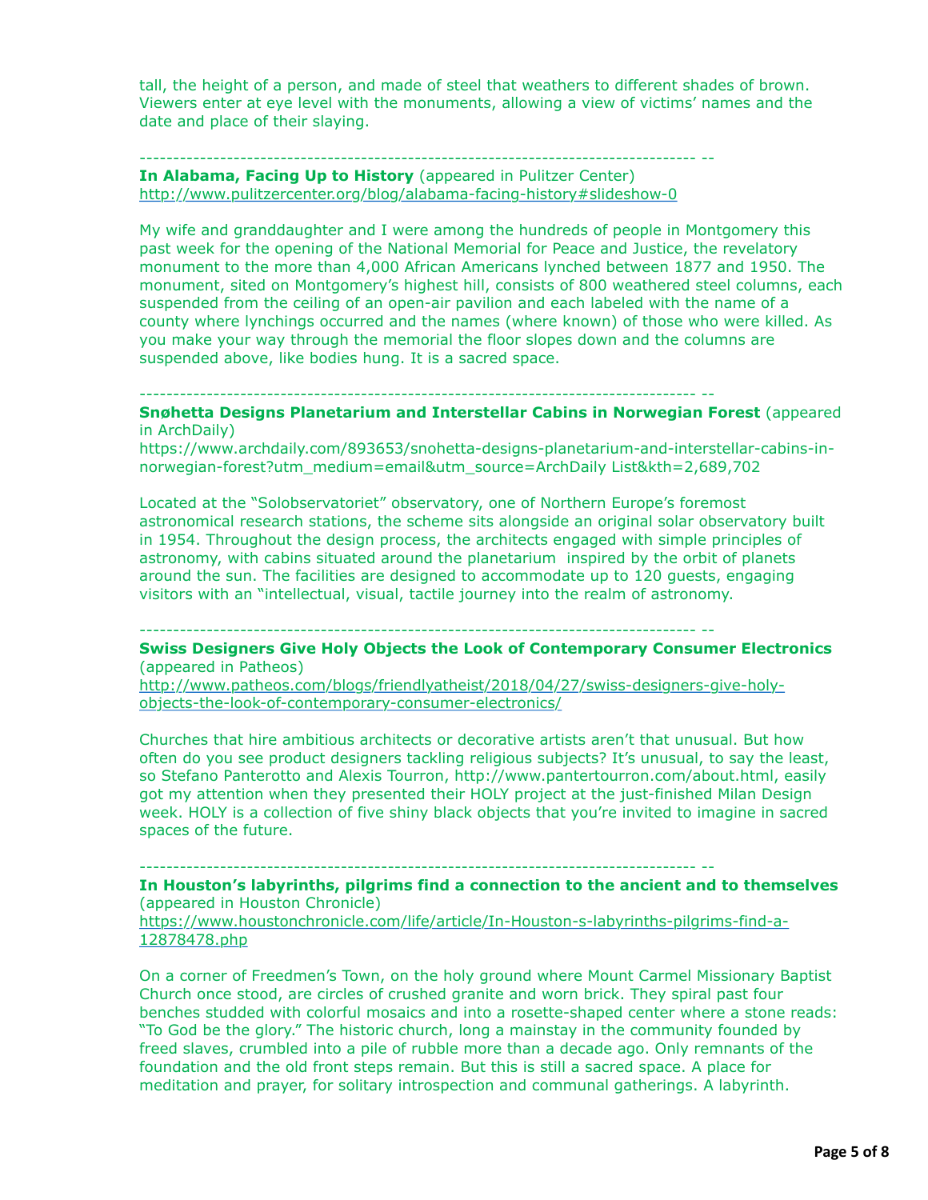tall, the height of a person, and made of steel that weathers to different shades of brown. Viewers enter at eye level with the monuments, allowing a view of victims' names and the date and place of their slaying.

---------------------------------------------------------------------------------- --

**In Alabama, Facing Up to History** (appeared in Pulitzer Center)
http://www.pulitzercenter.org/blog/alabama-facing-history#slideshow-0

My wife and granddaughter and I were among the hundreds of people in Montgomery this past week for the opening of the National Memorial for Peace and Justice, the revelatory monument to the more than 4,000 African Americans lynched between 1877 and 1950. The monument, sited on Montgomery's highest hill, consists of 800 weathered steel columns, each suspended from the ceiling of an open-air pavilion and each labeled with the name of a county where lynchings occurred and the names (where known) of those who were killed. As you make your way through the memorial the floor slopes down and the columns are suspended above, like bodies hung. It is a sacred space.

---------------------------------------------------------------------------------- --

**Snøhetta Designs Planetarium and Interstellar Cabins in Norwegian Forest** (appeared in ArchDaily)
https://www.archdaily.com/893653/snohetta-designs-planetarium-and-interstellar-cabins-in-norwegian-forest?utm_medium=email&utm_source=ArchDaily List&kth=2,689,702

Located at the "Solobservatoriet" observatory, one of Northern Europe's foremost astronomical research stations, the scheme sits alongside an original solar observatory built in 1954. Throughout the design process, the architects engaged with simple principles of astronomy, with cabins situated around the planetarium inspired by the orbit of planets around the sun. The facilities are designed to accommodate up to 120 guests, engaging visitors with an "intellectual, visual, tactile journey into the realm of astronomy.

---------------------------------------------------------------------------------- --

**Swiss Designers Give Holy Objects the Look of Contemporary Consumer Electronics** (appeared in Patheos)
http://www.patheos.com/blogs/friendlyatheist/2018/04/27/swiss-designers-give-holy-objects-the-look-of-contemporary-consumer-electronics/

Churches that hire ambitious architects or decorative artists aren't that unusual. But how often do you see product designers tackling religious subjects? It's unusual, to say the least, so Stefano Panterotto and Alexis Tourron, http://www.pantertourron.com/about.html, easily got my attention when they presented their HOLY project at the just-finished Milan Design week. HOLY is a collection of five shiny black objects that you're invited to imagine in sacred spaces of the future.

---------------------------------------------------------------------------------- --

**In Houston's labyrinths, pilgrims find a connection to the ancient and to themselves** (appeared in Houston Chronicle)
https://www.houstonchronicle.com/life/article/In-Houston-s-labyrinths-pilgrims-find-a-12878478.php

On a corner of Freedmen's Town, on the holy ground where Mount Carmel Missionary Baptist Church once stood, are circles of crushed granite and worn brick. They spiral past four benches studded with colorful mosaics and into a rosette-shaped center where a stone reads: "To God be the glory." The historic church, long a mainstay in the community founded by freed slaves, crumbled into a pile of rubble more than a decade ago. Only remnants of the foundation and the old front steps remain. But this is still a sacred space. A place for meditation and prayer, for solitary introspection and communal gatherings. A labyrinth.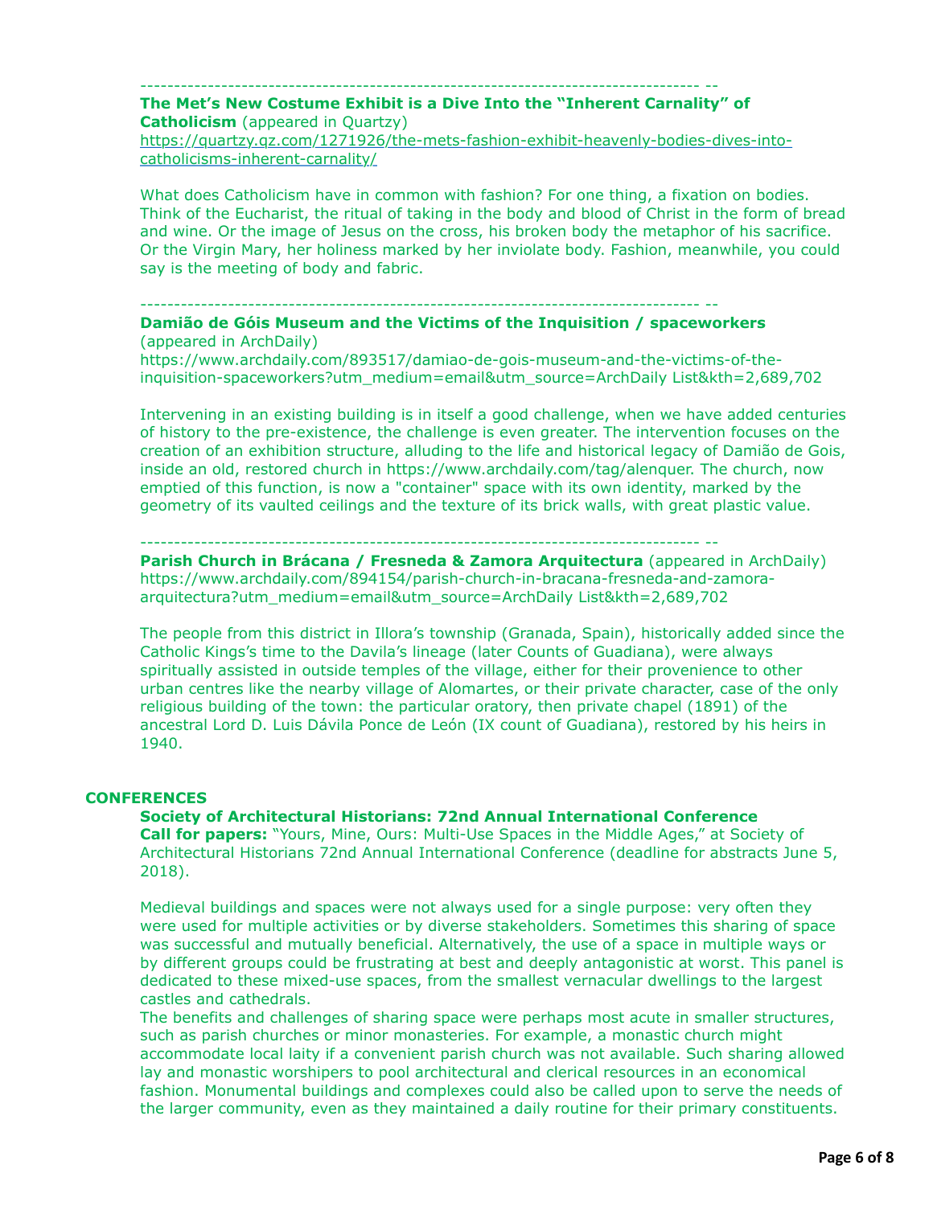---------------------------------------------------------------------------------- --

**The Met's New Costume Exhibit is a Dive Into the "Inherent Carnality" of Catholicism** (appeared in Quartzy)
https://quartzy.qz.com/1271926/the-mets-fashion-exhibit-heavenly-bodies-dives-into-catholicisms-inherent-carnality/

What does Catholicism have in common with fashion? For one thing, a fixation on bodies. Think of the Eucharist, the ritual of taking in the body and blood of Christ in the form of bread and wine. Or the image of Jesus on the cross, his broken body the metaphor of his sacrifice. Or the Virgin Mary, her holiness marked by her inviolate body. Fashion, meanwhile, you could say is the meeting of body and fabric.

---------------------------------------------------------------------------------- --

**Damião de Góis Museum and the Victims of the Inquisition / spaceworkers** (appeared in ArchDaily)
https://www.archdaily.com/893517/damiao-de-gois-museum-and-the-victims-of-the-inquisition-spaceworkers?utm_medium=email&utm_source=ArchDaily List&kth=2,689,702

Intervening in an existing building is in itself a good challenge, when we have added centuries of history to the pre-existence, the challenge is even greater. The intervention focuses on the creation of an exhibition structure, alluding to the life and historical legacy of Damião de Gois, inside an old, restored church in https://www.archdaily.com/tag/alenquer. The church, now emptied of this function, is now a "container" space with its own identity, marked by the geometry of its vaulted ceilings and the texture of its brick walls, with great plastic value.

---------------------------------------------------------------------------------- --

**Parish Church in Brácana / Fresneda & Zamora Arquitectura** (appeared in ArchDaily)
https://www.archdaily.com/894154/parish-church-in-bracana-fresneda-and-zamora-arquitectura?utm_medium=email&utm_source=ArchDaily List&kth=2,689,702

The people from this district in Illora's township (Granada, Spain), historically added since the Catholic Kings's time to the Davila's lineage (later Counts of Guadiana), were always spiritually assisted in outside temples of the village, either for their provenience to other urban centres like the nearby village of Alomartes, or their private character, case of the only religious building of the town: the particular oratory, then private chapel (1891) of the ancestral Lord D. Luis Dávila Ponce de León (IX count of Guadiana), restored by his heirs in 1940.

## CONFERENCES

**Society of Architectural Historians: 72nd Annual International Conference**
**Call for papers:** "Yours, Mine, Ours: Multi-Use Spaces in the Middle Ages," at Society of Architectural Historians 72nd Annual International Conference (deadline for abstracts June 5, 2018).

Medieval buildings and spaces were not always used for a single purpose: very often they were used for multiple activities or by diverse stakeholders. Sometimes this sharing of space was successful and mutually beneficial. Alternatively, the use of a space in multiple ways or by different groups could be frustrating at best and deeply antagonistic at worst. This panel is dedicated to these mixed-use spaces, from the smallest vernacular dwellings to the largest castles and cathedrals.
The benefits and challenges of sharing space were perhaps most acute in smaller structures, such as parish churches or minor monasteries. For example, a monastic church might accommodate local laity if a convenient parish church was not available. Such sharing allowed lay and monastic worshipers to pool architectural and clerical resources in an economical fashion. Monumental buildings and complexes could also be called upon to serve the needs of the larger community, even as they maintained a daily routine for their primary constituents.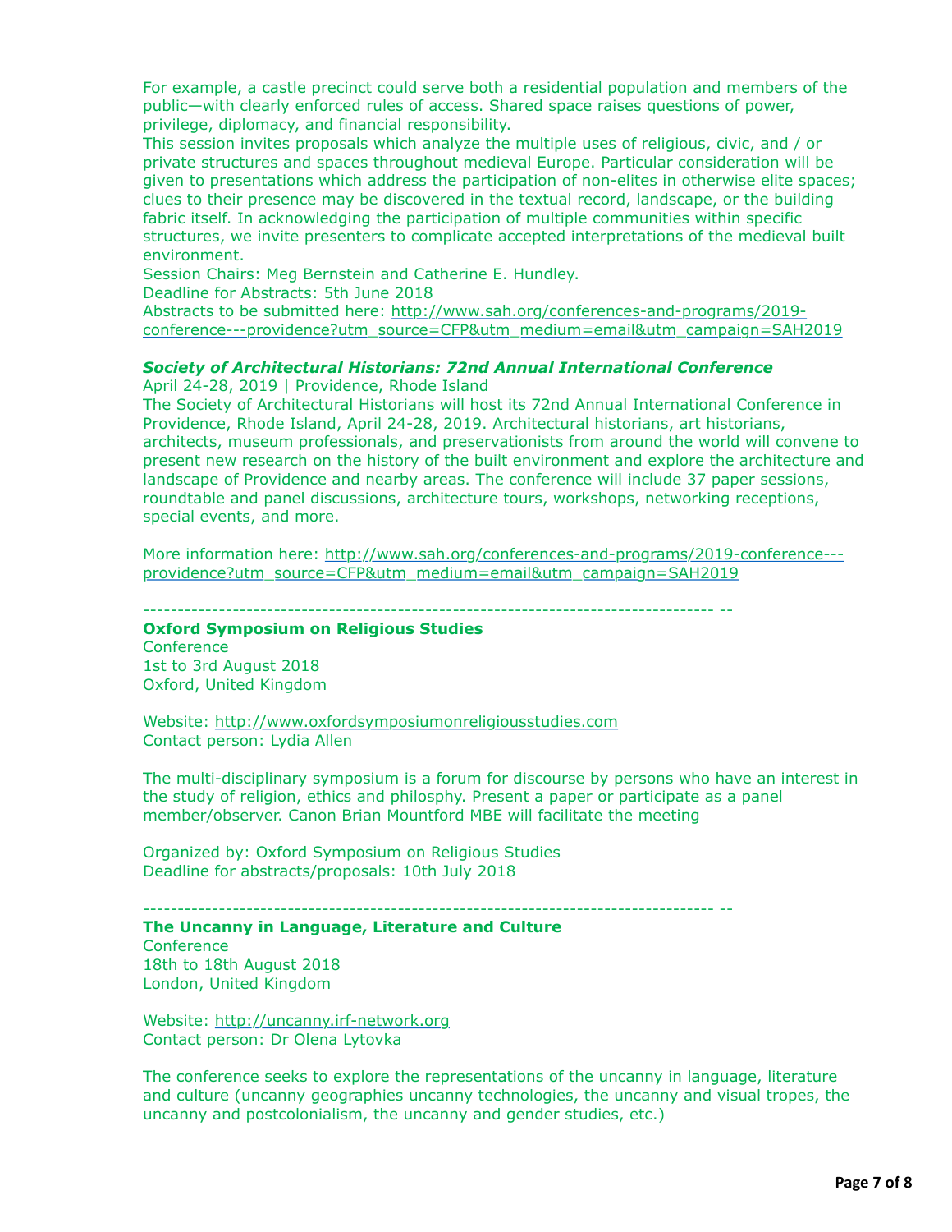For example, a castle precinct could serve both a residential population and members of the public—with clearly enforced rules of access. Shared space raises questions of power, privilege, diplomacy, and financial responsibility.
This session invites proposals which analyze the multiple uses of religious, civic, and / or private structures and spaces throughout medieval Europe. Particular consideration will be given to presentations which address the participation of non-elites in otherwise elite spaces; clues to their presence may be discovered in the textual record, landscape, or the building fabric itself. In acknowledging the participation of multiple communities within specific structures, we invite presenters to complicate accepted interpretations of the medieval built environment.
Session Chairs: Meg Bernstein and Catherine E. Hundley.
Deadline for Abstracts: 5th June 2018
Abstracts to be submitted here: http://www.sah.org/conferences-and-programs/2019-conference---providence?utm_source=CFP&utm_medium=email&utm_campaign=SAH2019

***Society of Architectural Historians: 72nd Annual International Conference***
April 24-28, 2019 | Providence, Rhode Island
The Society of Architectural Historians will host its 72nd Annual International Conference in Providence, Rhode Island, April 24-28, 2019. Architectural historians, art historians, architects, museum professionals, and preservationists from around the world will convene to present new research on the history of the built environment and explore the architecture and landscape of Providence and nearby areas. The conference will include 37 paper sessions, roundtable and panel discussions, architecture tours, workshops, networking receptions, special events, and more.

More information here: http://www.sah.org/conferences-and-programs/2019-conference---providence?utm_source=CFP&utm_medium=email&utm_campaign=SAH2019

---------------------------------------------------------------------------------- --

**Oxford Symposium on Religious Studies**
Conference
1st to 3rd August 2018
Oxford, United Kingdom

Website: http://www.oxfordsymposiumonreligiousstudies.com
Contact person: Lydia Allen

The multi-disciplinary symposium is a forum for discourse by persons who have an interest in the study of religion, ethics and philosphy. Present a paper or participate as a panel member/observer. Canon Brian Mountford MBE will facilitate the meeting

Organized by: Oxford Symposium on Religious Studies
Deadline for abstracts/proposals: 10th July 2018

---------------------------------------------------------------------------------- --

**The Uncanny in Language, Literature and Culture**
Conference
18th to 18th August 2018
London, United Kingdom

Website: http://uncanny.irf-network.org
Contact person: Dr Olena Lytovka

The conference seeks to explore the representations of the uncanny in language, literature and culture (uncanny geographies uncanny technologies, the uncanny and visual tropes, the uncanny and postcolonialism, the uncanny and gender studies, etc.)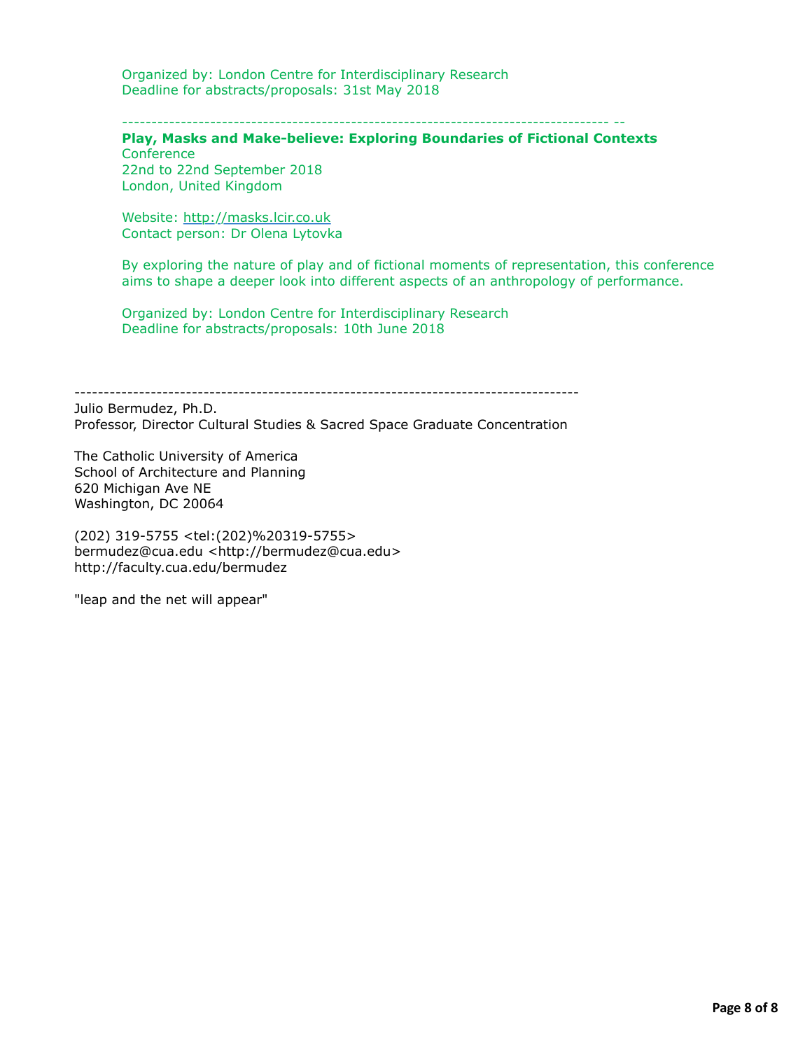Organized by: London Centre for Interdisciplinary Research
Deadline for abstracts/proposals: 31st May 2018

------------------------------------------------------------------------------------ --

**Play, Masks and Make-believe: Exploring Boundaries of Fictional Contexts**
Conference
22nd to 22nd September 2018
London, United Kingdom

Website: http://masks.lcir.co.uk
Contact person: Dr Olena Lytovka

By exploring the nature of play and of fictional moments of representation, this conference aims to shape a deeper look into different aspects of an anthropology of performance.

Organized by: London Centre for Interdisciplinary Research
Deadline for abstracts/proposals: 10th June 2018

------------------------------------------------------------------------------------

Julio Bermudez, Ph.D.
Professor, Director Cultural Studies & Sacred Space Graduate Concentration

The Catholic University of America
School of Architecture and Planning
620 Michigan Ave NE
Washington, DC 20064

(202) 319-5755 <tel:(202)%20319-5755>
bermudez@cua.edu <http://bermudez@cua.edu>
http://faculty.cua.edu/bermudez

"leap and the net will appear"